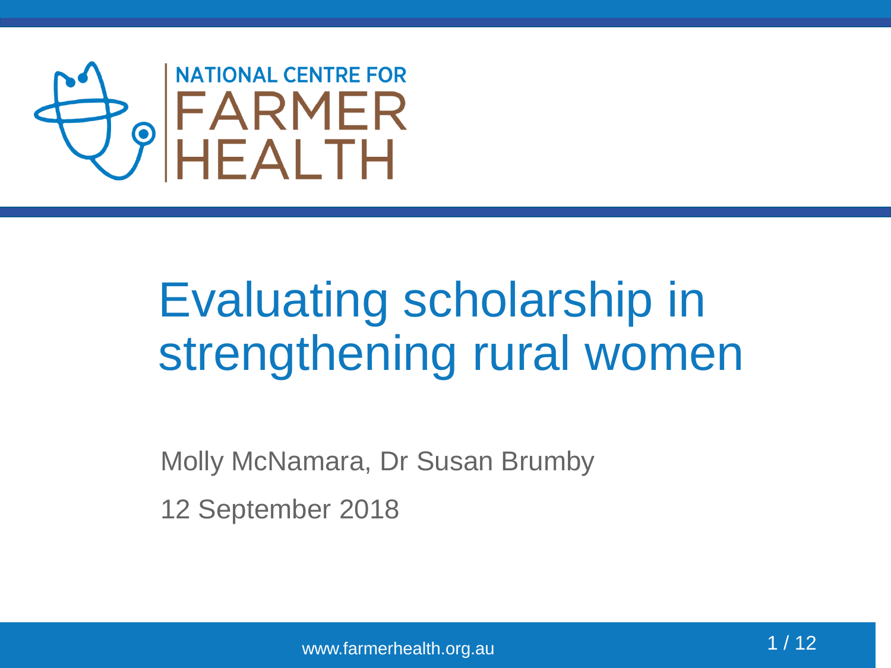NATIONAL CENTRE FOR FARMER HEALTH

# Evaluating scholarship in strengthening rural women

Molly McNamara, Dr Susan Brumby

12 September 2018

www.farmerhealth.org.au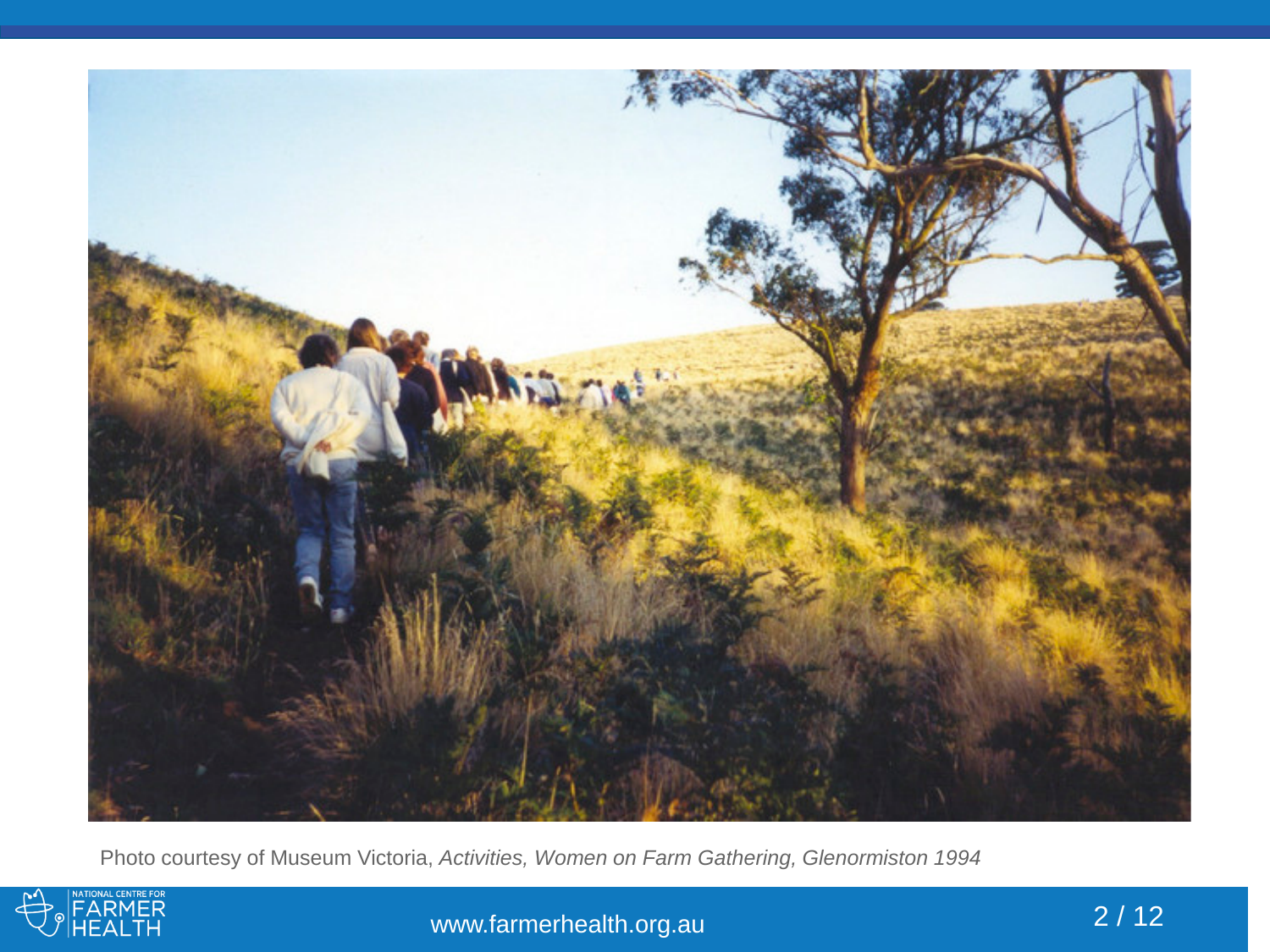Photo courtesy of Museum Victoria, *Activities, Women on Farm Gathering, Glenormiston 1994*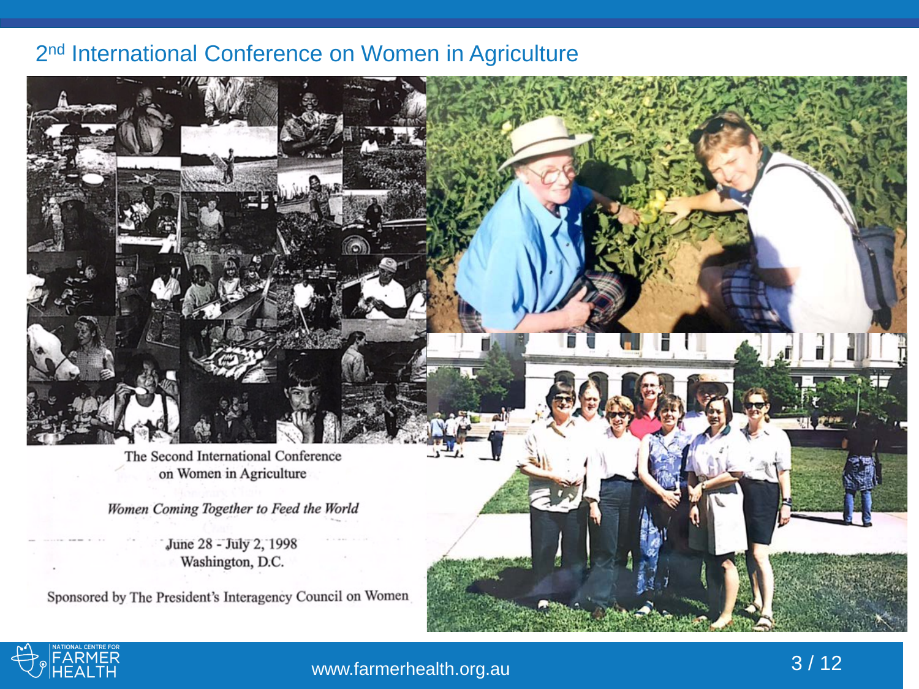## 2nd International Conference on Women in Agriculture

The Second International Conference on Women in Agriculture

*Women Coming Together to Feed the World*

June 28 - July 2, 1998
Washington, D.C.

Sponsored by The President's Interagency Council on Women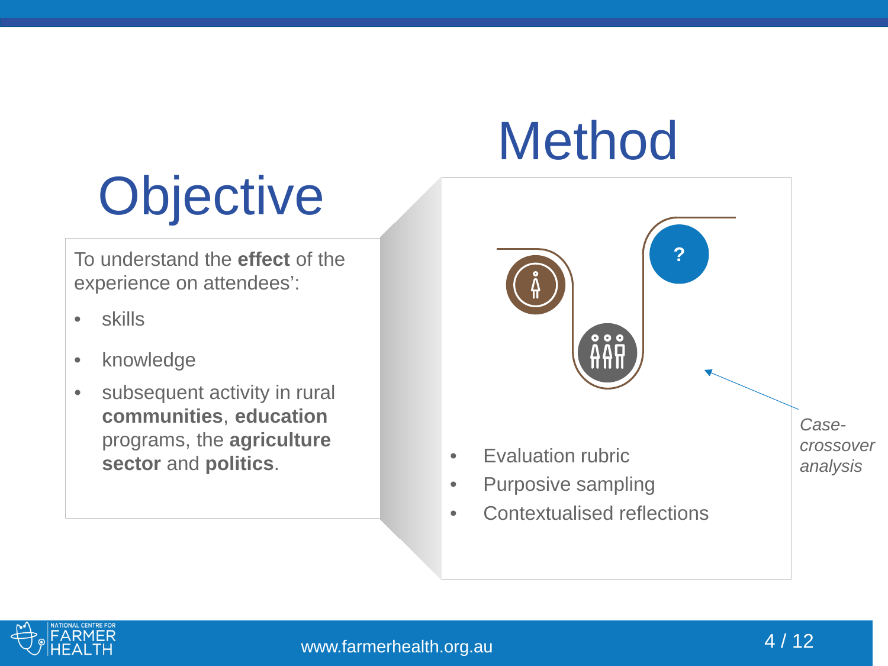# Objective

To understand the **effect** of the experience on attendees':

- skills
- knowledge
- subsequent activity in rural **communities**, **education** programs, the **agriculture sector** and **politics**.

# Method

?

- Evaluation rubric
- Purposive sampling
- Contextualised reflections

*Case-crossover analysis*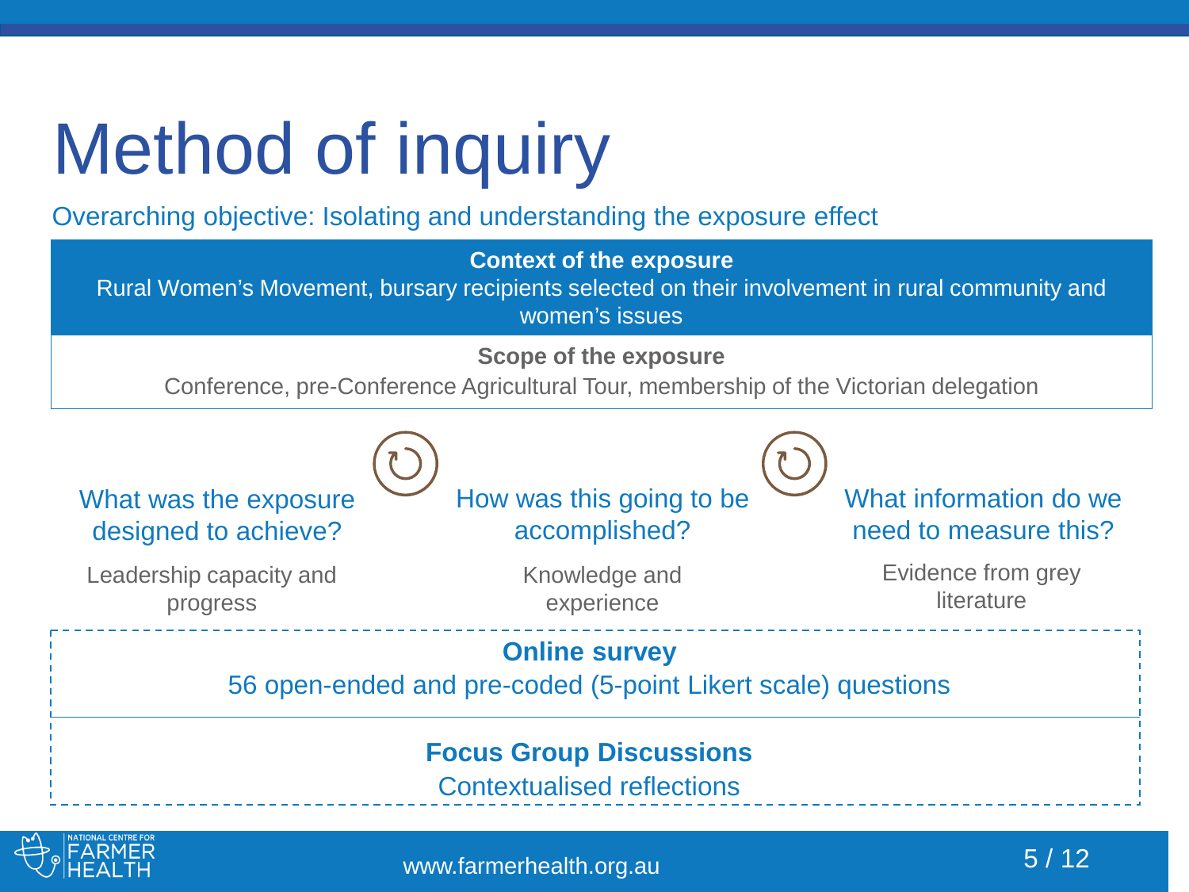# Method of inquiry

Overarching objective: Isolating and understanding the exposure effect

**Context of the exposure**

Rural Women's Movement, bursary recipients selected on their involvement in rural community and women's issues

**Scope of the exposure**

Conference, pre-Conference Agricultural Tour, membership of the Victorian delegation

| What was the exposure designed to achieve? | How was this going to be accomplished? | What information do we need to measure this? |
|---|---|---|
| Leadership capacity and progress | Knowledge and experience | Evidence from grey literature |

**Online survey**

56 open-ended and pre-coded (5-point Likert scale) questions

**Focus Group Discussions**

Contextualised reflections

www.farmerhealth.org.au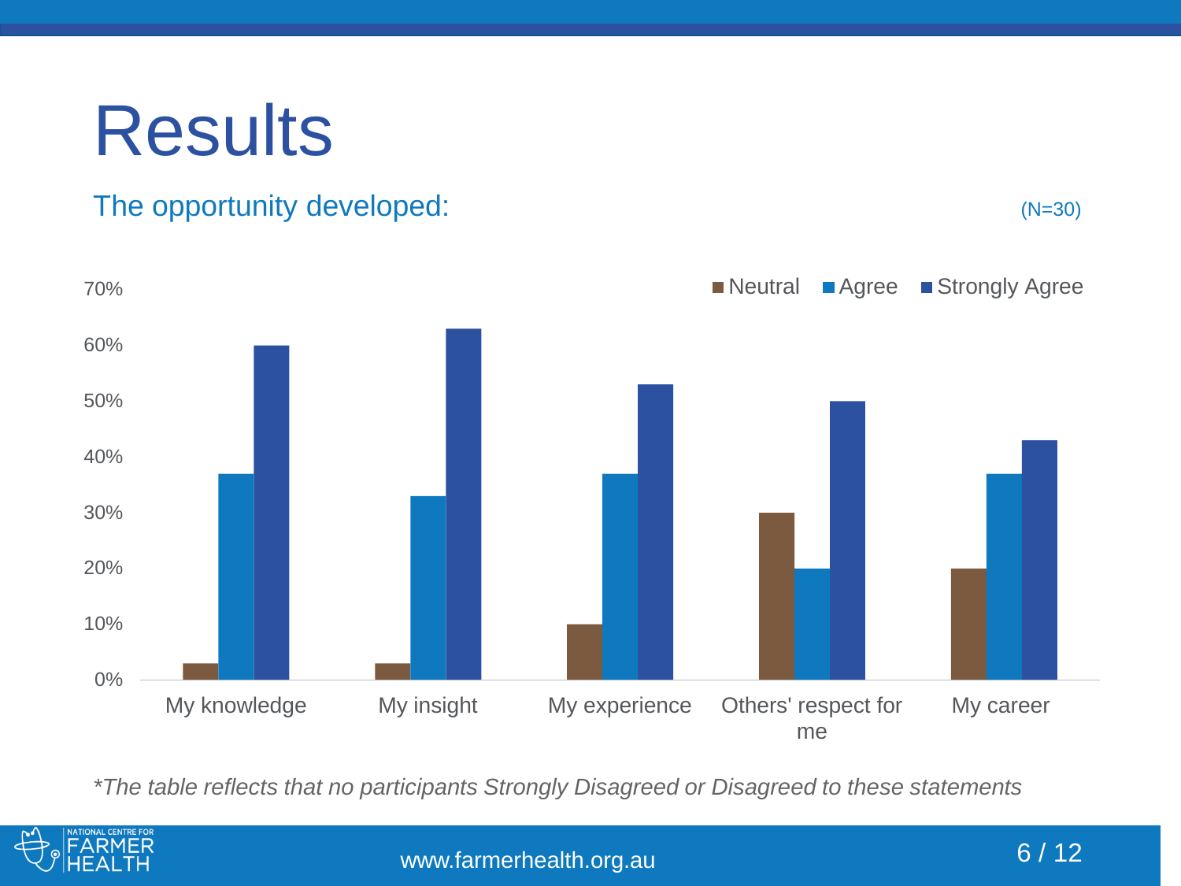# Results

## The opportunity developed:

(N=30)

| | Neutral | Agree | Strongly Agree |
|---|---|---|---|
| My knowledge | 3% | 37% | 60% |
| My insight | 3% | 33% | 63% |
| My experience | 10% | 37% | 53% |
| Others' respect for me | 30% | 20% | 50% |
| My career | 20% | 37% | 43% |

*\*The table reflects that no participants Strongly Disagreed or Disagreed to these statements*

www.farmerhealth.org.au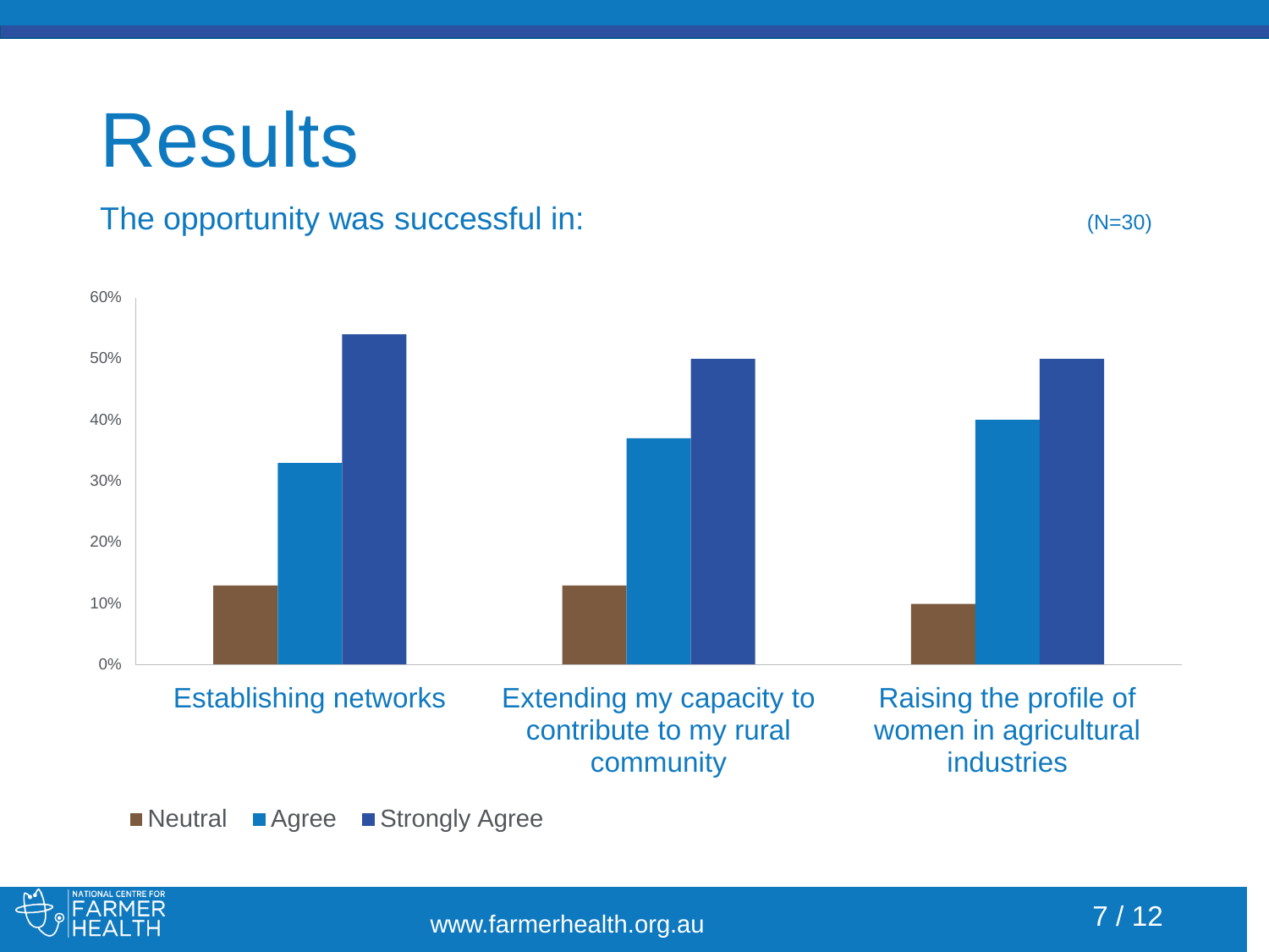# Results

The opportunity was successful in:

(N=30)

| | Neutral | Agree | Strongly Agree |
|---|---|---|---|
| Establishing networks | 13% | 33% | 54% |
| Extending my capacity to contribute to my rural community | 13% | 37% | 50% |
| Raising the profile of women in agricultural industries | 10% | 40% | 50% |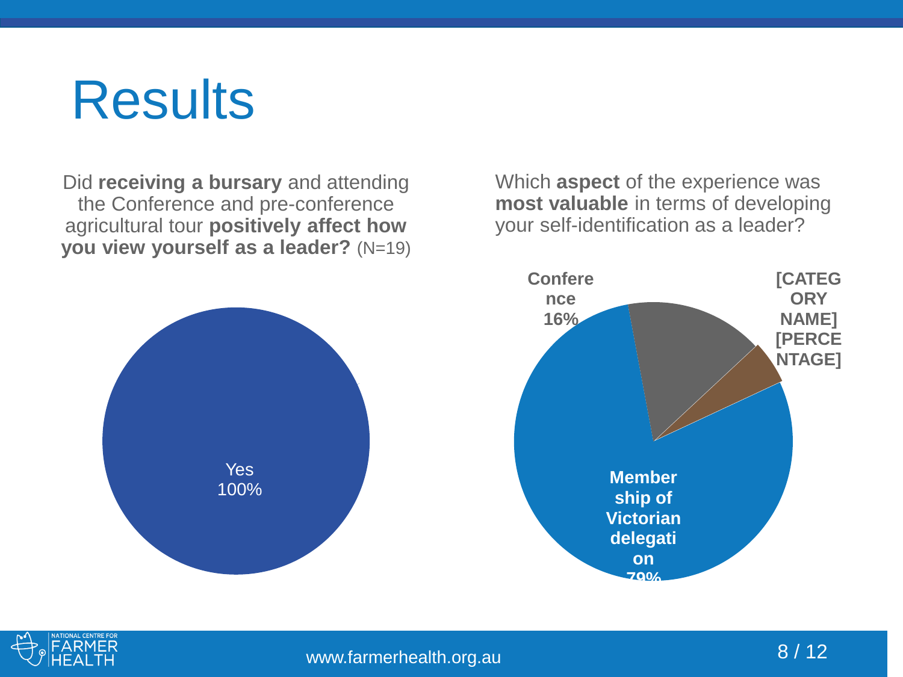# Results

Did **receiving a bursary** and attending the Conference and pre-conference agricultural tour **positively affect how you view yourself as a leader?** (N=19)

Yes
100%

Which **aspect** of the experience was **most valuable** in terms of developing your self-identification as a leader?

Conference
16%

[CATEGORY NAME]
[PERCENTAGE]

Membership of Victorian delegation
79%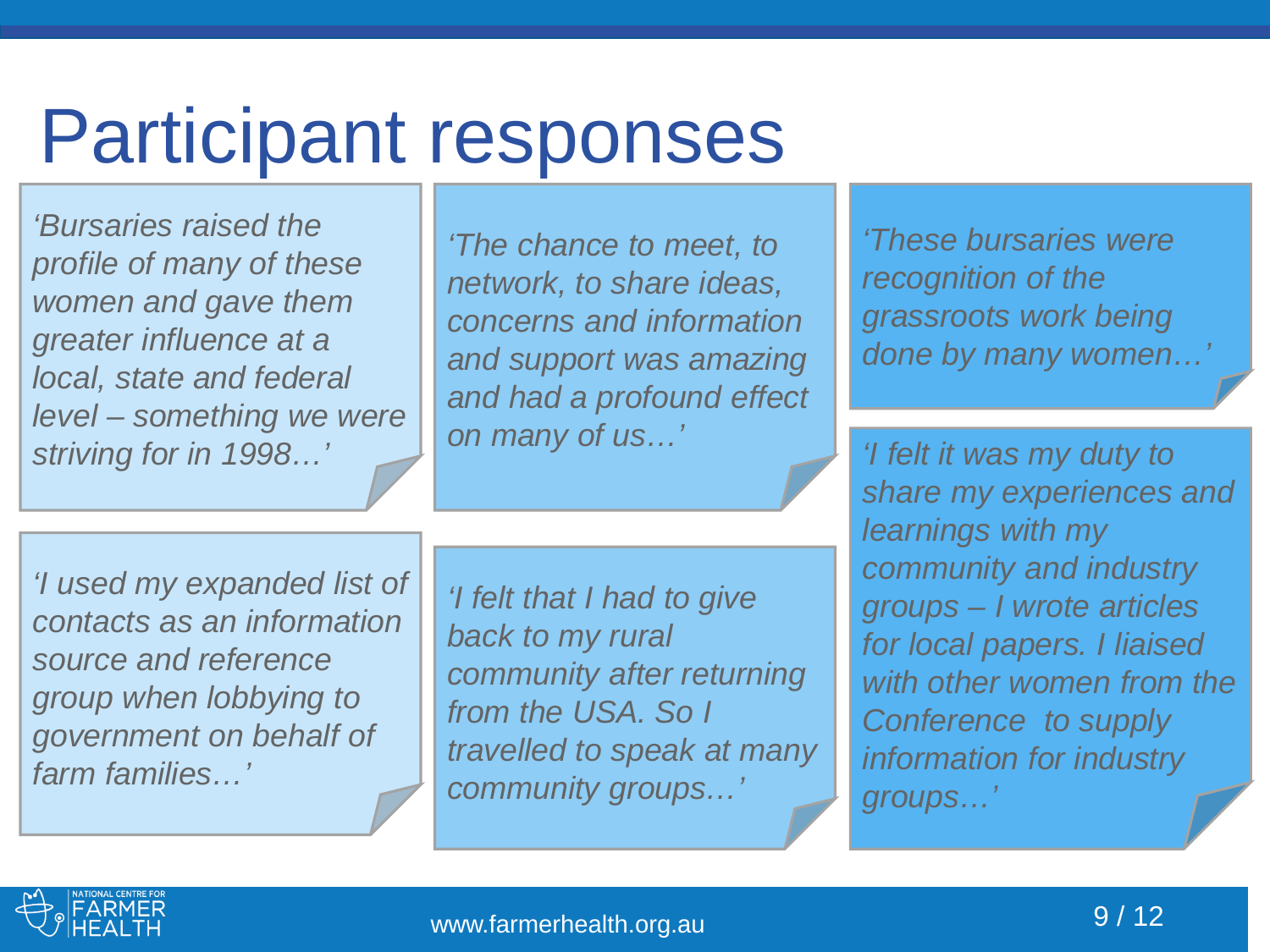# Participant responses

*'Bursaries raised the profile of many of these women and gave them greater influence at a local, state and federal level – something we were striving for in 1998…'*

*'The chance to meet, to network, to share ideas, concerns and information and support was amazing and had a profound effect on many of us…'*

*'These bursaries were recognition of the grassroots work being done by many women…'*

*'I used my expanded list of contacts as an information source and reference group when lobbying to government on behalf of farm families…'*

*'I felt that I had to give back to my rural community after returning from the USA. So I travelled to speak at many community groups…'*

*'I felt it was my duty to share my experiences and learnings with my community and industry groups – I wrote articles for local papers. I liaised with other women from the Conference to supply information for industry groups…'*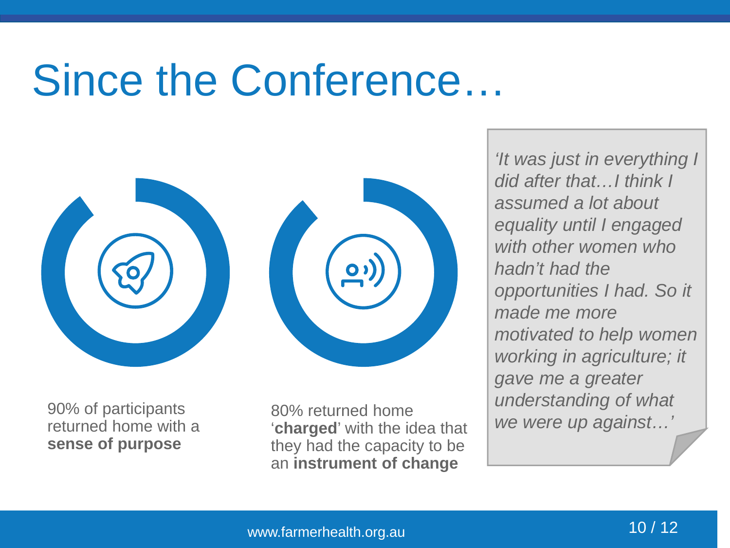# Since the Conference…

90% of participants returned home with a **sense of purpose**

80% returned home '**charged**' with the idea that they had the capacity to be an **instrument of change**

*'It was just in everything I did after that…I think I assumed a lot about equality until I engaged with other women who hadn't had the opportunities I had. So it made me more motivated to help women working in agriculture; it gave me a greater understanding of what we were up against…'*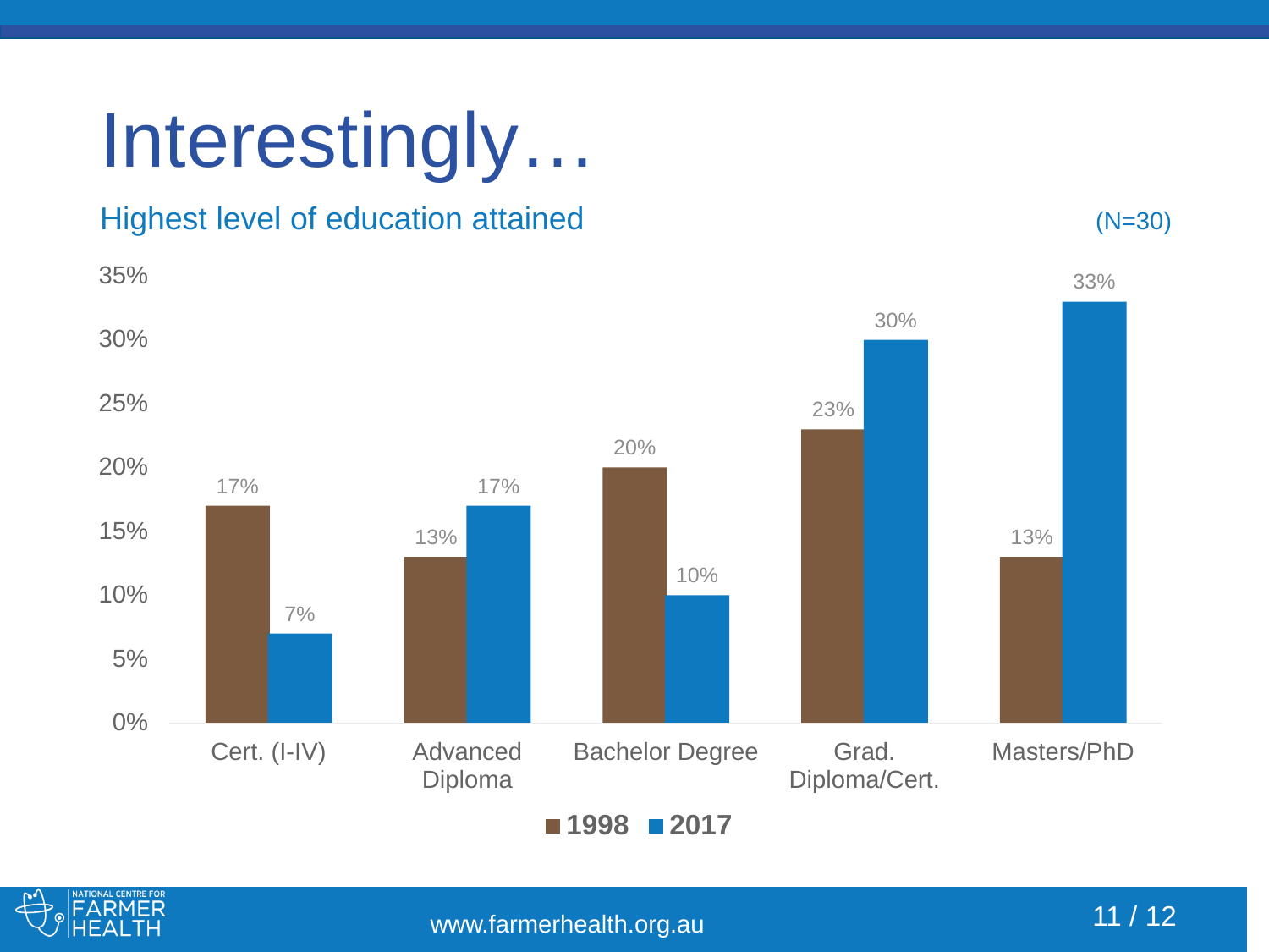# Interestingly…

## Highest level of education attained

(N=30)

| | 1998 | 2017 |
|---|---|---|
| Cert. (I-IV) | 17% | 7% |
| Advanced Diploma | 13% | 17% |
| Bachelor Degree | 20% | 10% |
| Grad. Diploma/Cert. | 23% | 30% |
| Masters/PhD | 13% | 33% |

www.farmerhealth.org.au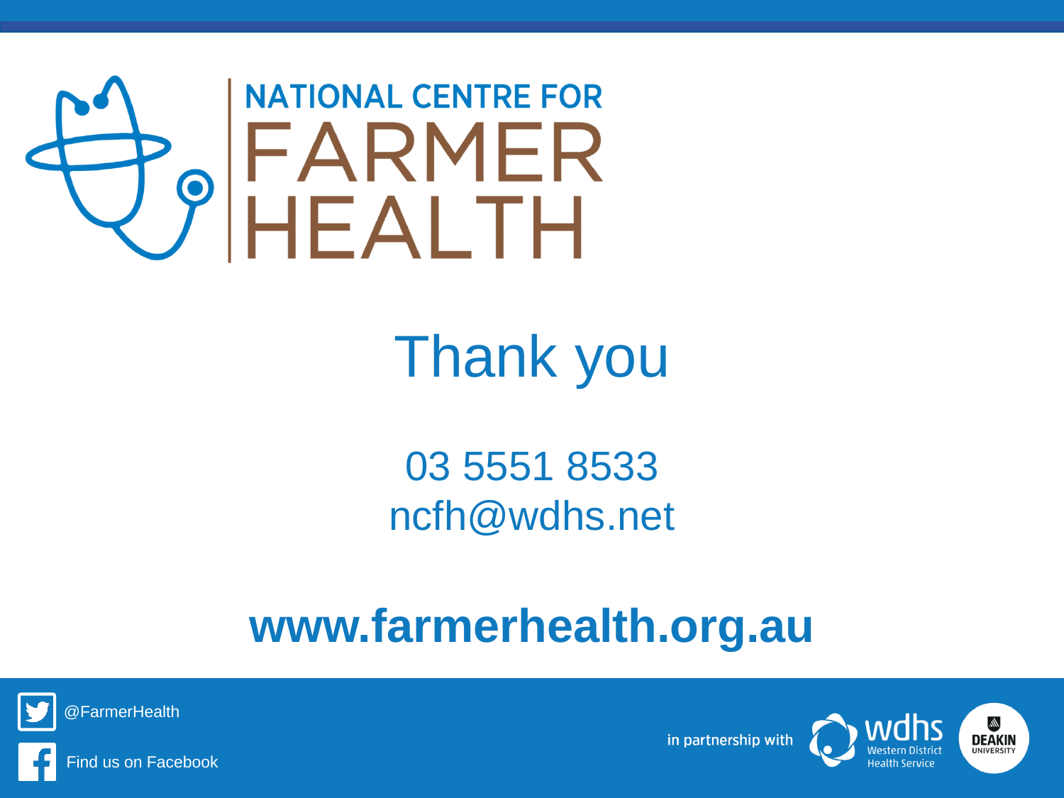NATIONAL CENTRE FOR FARMER HEALTH

# Thank you

03 5551 8533

ncfh@wdhs.net

**www.farmerhealth.org.au**

@FarmerHealth

Find us on Facebook

in partnership with wdhs Western District Health Service

DEAKIN UNIVERSITY